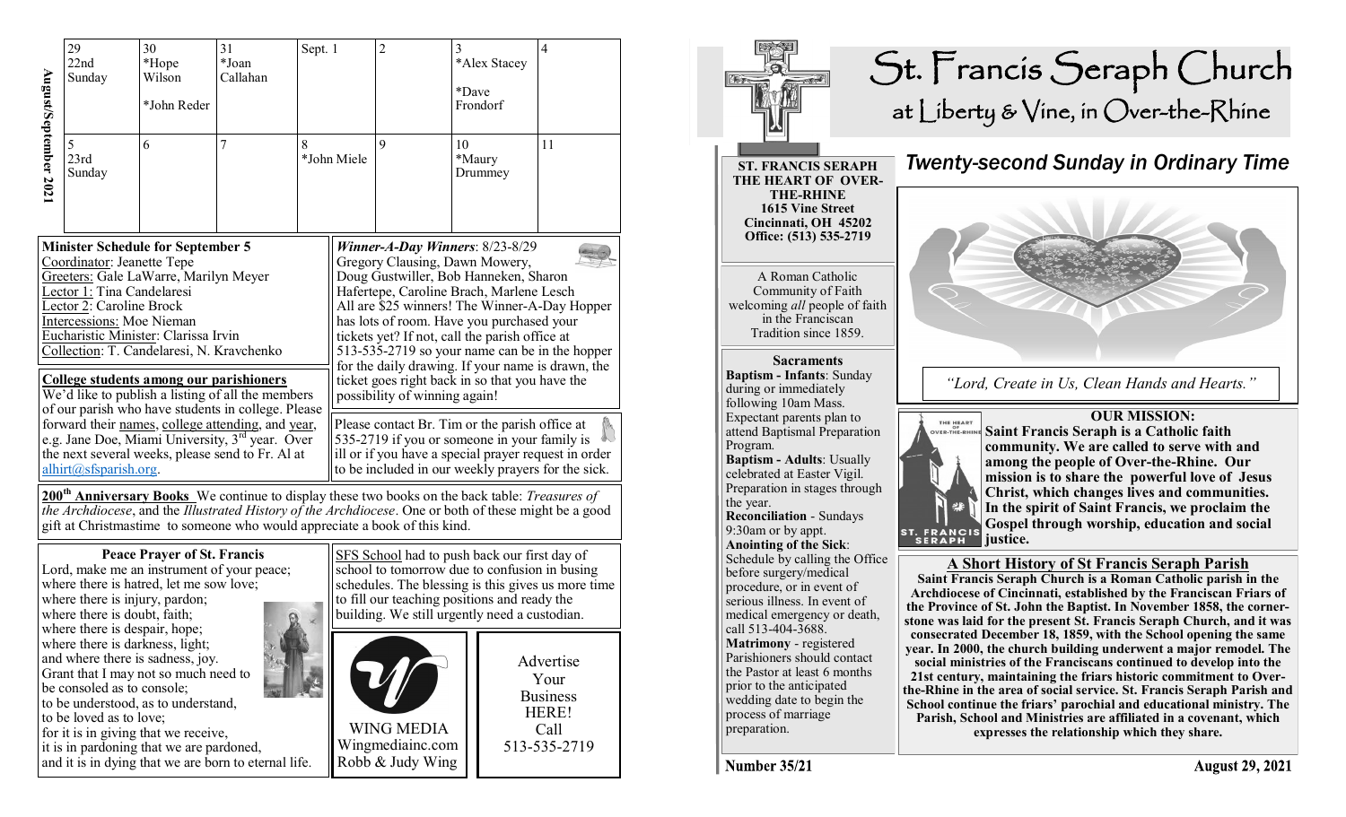**August/September 2021**

| | | | | | | |
|---|---|---|---|---|---|---|
| 29<br>22nd Sunday | 30<br>*Hope Wilson<br>*John Reder | 31<br>*Joan Callahan | Sept. 1 | 2 | 3<br>*Alex Stacey<br>*Dave Frondorf | 4 |
| 5<br>23rd Sunday | 6 | 7 | 8<br>*John Miele | 9 | 10<br>*Maury Drummey | 11 |

**Minister Schedule for September 5**
Coordinator: Jeanette Tepe
Greeters: Gale LaWarre, Marilyn Meyer
Lector 1: Tina Candelaresi
Lector 2: Caroline Brock
Intercessions: Moe Nieman
Eucharistic Minister: Clarissa Irvin
Collection: T. Candelaresi, N. Kravchenko

***Winner-A-Day Winners***: 8/23-8/29
Gregory Clausing, Dawn Mowery, Doug Gustwiller, Bob Hanneken, Sharon Hafertepe, Caroline Brach, Marlene Lesch
All are $25 winners! The Winner-A-Day Hopper has lots of room. Have you purchased your tickets yet? If not, call the parish office at 513-535-2719 so your name can be in the hopper for the daily drawing. If your name is drawn, the ticket goes right back in so that you have the possibility of winning again!

**College students among our parishioners**
We'd like to publish a listing of all the members of our parish who have students in college. Please forward their names, college attending, and year, e.g. Jane Doe, Miami University, 3rd year. Over the next several weeks, please send to Fr. Al at alhirt@sfsparish.org.

Please contact Br. Tim or the parish office at 535-2719 if you or someone in your family is ill or if you have a special prayer request in order to be included in our weekly prayers for the sick.

**200th Anniversary Books** We continue to display these two books on the back table: *Treasures of the Archdiocese*, and the *Illustrated History of the Archdiocese*. One or both of these might be a good gift at Christmastime to someone who would appreciate a book of this kind.

**Peace Prayer of St. Francis**
Lord, make me an instrument of your peace;
where there is hatred, let me sow love;
where there is injury, pardon;
where there is doubt, faith;
where there is despair, hope;
where there is darkness, light;
and where there is sadness, joy.
Grant that I may not so much need to be consoled as to console;
to be understood, as to understand,
to be loved as to love;
for it is in giving that we receive,
it is in pardoning that we are pardoned,
and it is in dying that we are born to eternal life.

SFS School had to push back our first day of school to tomorrow due to confusion in busing schedules. The blessing is this gives us more time to fill our teaching positions and ready the building. We still urgently need a custodian.

WING MEDIA
Wingmediainc.com
Robb & Judy Wing

Advertise Your Business HERE!
Call 513-535-2719

# St. Francis Seraph Church
## at Liberty & Vine, in Over-the-Rhine

**ST. FRANCIS SERAPH**
**THE HEART OF OVER-THE-RHINE**
**1615 Vine Street**
**Cincinnati, OH 45202**
**Office: (513) 535-2719**

A Roman Catholic Community of Faith welcoming *all* people of faith in the Franciscan Tradition since 1859.

**Sacraments**
**Baptism - Infants**: Sunday during or immediately following 10am Mass. Expectant parents plan to attend Baptismal Preparation Program.
**Baptism - Adults**: Usually celebrated at Easter Vigil. Preparation in stages through the year.
**Reconciliation** - Sundays 9:30am or by appt.
**Anointing of the Sick**: Schedule by calling the Office before surgery/medical procedure, or in event of serious illness. In event of medical emergency or death, call 513-404-3688.
**Matrimony** - registered Parishioners should contact the Pastor at least 6 months prior to the anticipated wedding date to begin the process of marriage preparation.

## *Twenty-second Sunday in Ordinary Time*

*"Lord, Create in Us, Clean Hands and Hearts."*

**OUR MISSION:**
**Saint Francis Seraph is a Catholic faith community. We are called to serve with and among the people of Over-the-Rhine. Our mission is to share the powerful love of Jesus Christ, which changes lives and communities. In the spirit of Saint Francis, we proclaim the Gospel through worship, education and social justice.**

**A Short History of St Francis Seraph Parish**
**Saint Francis Seraph Church is a Roman Catholic parish in the Archdiocese of Cincinnati, established by the Franciscan Friars of the Province of St. John the Baptist. In November 1858, the corner-stone was laid for the present St. Francis Seraph Church, and it was consecrated December 18, 1859, with the School opening the same year. In 2000, the church building underwent a major remodel. The social ministries of the Franciscans continued to develop into the 21st century, maintaining the friars historic commitment to Over-the-Rhine in the area of social service. St. Francis Seraph Parish and School continue the friars' parochial and educational ministry. The Parish, School and Ministries are affiliated in a covenant, which expresses the relationship which they share.**

**Number 35/21** **August 29, 2021**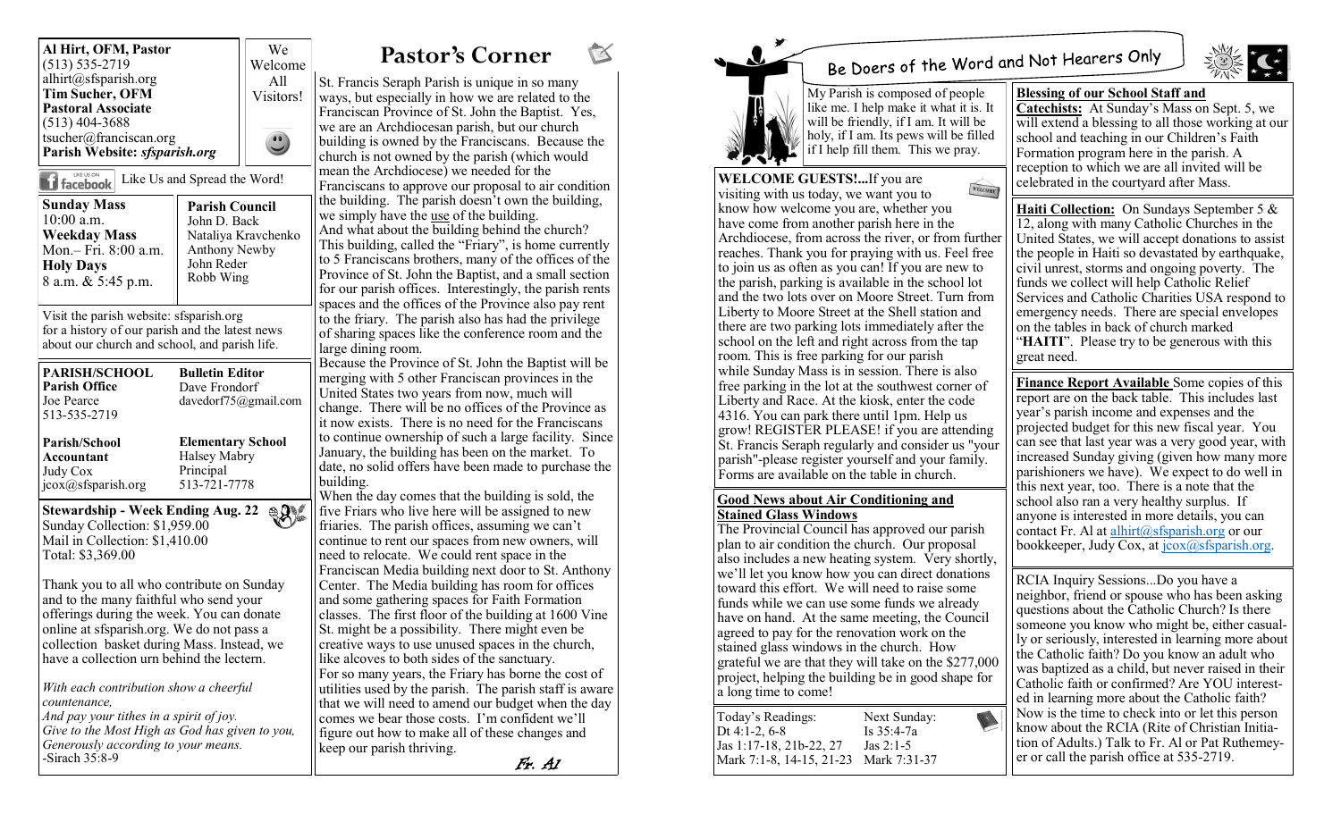**Al Hirt, OFM, Pastor**
(513) 535-2719
alhirt@sfsparish.org
**Tim Sucher, OFM**
**Pastoral Associate**
(513) 404-3688
tsucher@franciscan.org
**Parish Website:** ***sfsparish.org***

We Welcome All Visitors!

Like Us and Spread the Word!

**Sunday Mass**
10:00 a.m.
**Weekday Mass**
Mon.– Fri. 8:00 a.m.
**Holy Days**
8 a.m. & 5:45 p.m.

**Parish Council**
John D. Back
Nataliya Kravchenko
Anthony Newby
John Reder
Robb Wing

Visit the parish website: sfsparish.org for a history of our parish and the latest news about our church and school, and parish life.

**PARISH/SCHOOL**
**Parish Office**
Joe Pearce
513-535-2719

**Bulletin Editor**
Dave Frondorf
davedorf75@gmail.com

**Parish/School Accountant**
Judy Cox
jcox@sfsparish.org

**Elementary School**
Halsey Mabry
Principal
513-721-7778

**Stewardship - Week Ending Aug. 22**
Sunday Collection: $1,959.00
Mail in Collection: $1,410.00
Total: $3,369.00

Thank you to all who contribute on Sunday and to the many faithful who send your offerings during the week. You can donate online at sfsparish.org. We do not pass a collection basket during Mass. Instead, we have a collection urn behind the lectern.

*With each contribution show a cheerful countenance,*
*And pay your tithes in a spirit of joy.*
*Give to the Most High as God has given to you,*
*Generously according to your means.*
-Sirach 35:8-9

# Pastor's Corner

St. Francis Seraph Parish is unique in so many ways, but especially in how we are related to the Franciscan Province of St. John the Baptist. Yes, we are an Archdiocesan parish, but our church building is owned by the Franciscans. Because the church is not owned by the parish (which would mean the Archdiocese) we needed for the Franciscans to approve our proposal to air condition the building. The parish doesn't own the building, we simply have the use of the building.

And what about the building behind the church? This building, called the "Friary", is home currently to 5 Franciscans brothers, many of the offices of the Province of St. John the Baptist, and a small section for our parish offices. Interestingly, the parish rents spaces and the offices of the Province also pay rent to the friary. The parish also has had the privilege of sharing spaces like the conference room and the large dining room.

Because the Province of St. John the Baptist will be merging with 5 other Franciscan provinces in the United States two years from now, much will change. There will be no offices of the Province as it now exists. There is no need for the Franciscans to continue ownership of such a large facility. Since January, the building has been on the market. To date, no solid offers have been made to purchase the building.

When the day comes that the building is sold, the five Friars who live here will be assigned to new friaries. The parish offices, assuming we can't continue to rent our spaces from new owners, will need to relocate. We could rent space in the Franciscan Media building next door to St. Anthony Center. The Media building has room for offices and some gathering spaces for Faith Formation classes. The first floor of the building at 1600 Vine St. might be a possibility. There might even be creative ways to use unused spaces in the church, like alcoves to both sides of the sanctuary.

For so many years, the Friary has borne the cost of utilities used by the parish. The parish staff is aware that we will need to amend our budget when the day comes that we bear those costs. I'm confident we'll figure out how to make all of these changes and keep our parish thriving.

*Fr. Al*

## Be Doers of the Word and Not Hearers Only

My Parish is composed of people like me. I help make it what it is. It will be friendly, if I am. It will be holy, if I am. Its pews will be filled if I help fill them. This we pray.

**WELCOME GUESTS!...**If you are visiting with us today, we want you to know how welcome you are, whether you have come from another parish here in the Archdiocese, from across the river, or from further reaches. Thank you for praying with us. Feel free to join us as often as you can! If you are new to the parish, parking is available in the school lot and the two lots over on Moore Street. Turn from Liberty to Moore Street at the Shell station and there are two parking lots immediately after the school on the left and right across from the tap room. This is free parking for our parish while Sunday Mass is in session. There is also free parking in the lot at the southwest corner of Liberty and Race. At the kiosk, enter the code 4316. You can park there until 1pm. Help us grow! REGISTER PLEASE! if you are attending St. Francis Seraph regularly and consider us "your parish"-please register yourself and your family. Forms are available on the table in church.

**Good News about Air Conditioning and Stained Glass Windows**
The Provincial Council has approved our parish plan to air condition the church. Our proposal also includes a new heating system. Very shortly, we'll let you know how you can direct donations toward this effort. We will need to raise some funds while we can use some funds we already have on hand. At the same meeting, the Council agreed to pay for the renovation work on the stained glass windows in the church. How grateful we are that they will take on the $277,000 project, helping the building be in good shape for a long time to come!

| | |
|---|---|
| Today's Readings: | Next Sunday: |
| Dt 4:1-2, 6-8 | Is 35:4-7a |
| Jas 1:17-18, 21b-22, 27 | Jas 2:1-5 |
| Mark 7:1-8, 14-15, 21-23 | Mark 7:31-37 |

**Blessing of our School Staff and Catechists:** At Sunday's Mass on Sept. 5, we will extend a blessing to all those working at our school and teaching in our Children's Faith Formation program here in the parish. A reception to which we are all invited will be celebrated in the courtyard after Mass.

**Haiti Collection:** On Sundays September 5 & 12, along with many Catholic Churches in the United States, we will accept donations to assist the people in Haiti so devastated by earthquake, civil unrest, storms and ongoing poverty. The funds we collect will help Catholic Relief Services and Catholic Charities USA respond to emergency needs. There are special envelopes on the tables in back of church marked "**HAITI**". Please try to be generous with this great need.

**Finance Report Available** Some copies of this report are on the back table. This includes last year's parish income and expenses and the projected budget for this new fiscal year. You can see that last year was a very good year, with increased Sunday giving (given how many more parishioners we have). We expect to do well in this next year, too. There is a note that the school also ran a very healthy surplus. If anyone is interested in more details, you can contact Fr. Al at alhirt@sfsparish.org or our bookkeeper, Judy Cox, at jcox@sfsparish.org.

RCIA Inquiry Sessions...Do you have a neighbor, friend or spouse who has been asking questions about the Catholic Church? Is there someone you know who might be, either casually or seriously, interested in learning more about the Catholic faith? Do you know an adult who was baptized as a child, but never raised in their Catholic faith or confirmed? Are YOU interested in learning more about the Catholic faith? Now is the time to check into or let this person know about the RCIA (Rite of Christian Initiation of Adults.) Talk to Fr. Al or Pat Ruthemeyer or call the parish office at 535-2719.